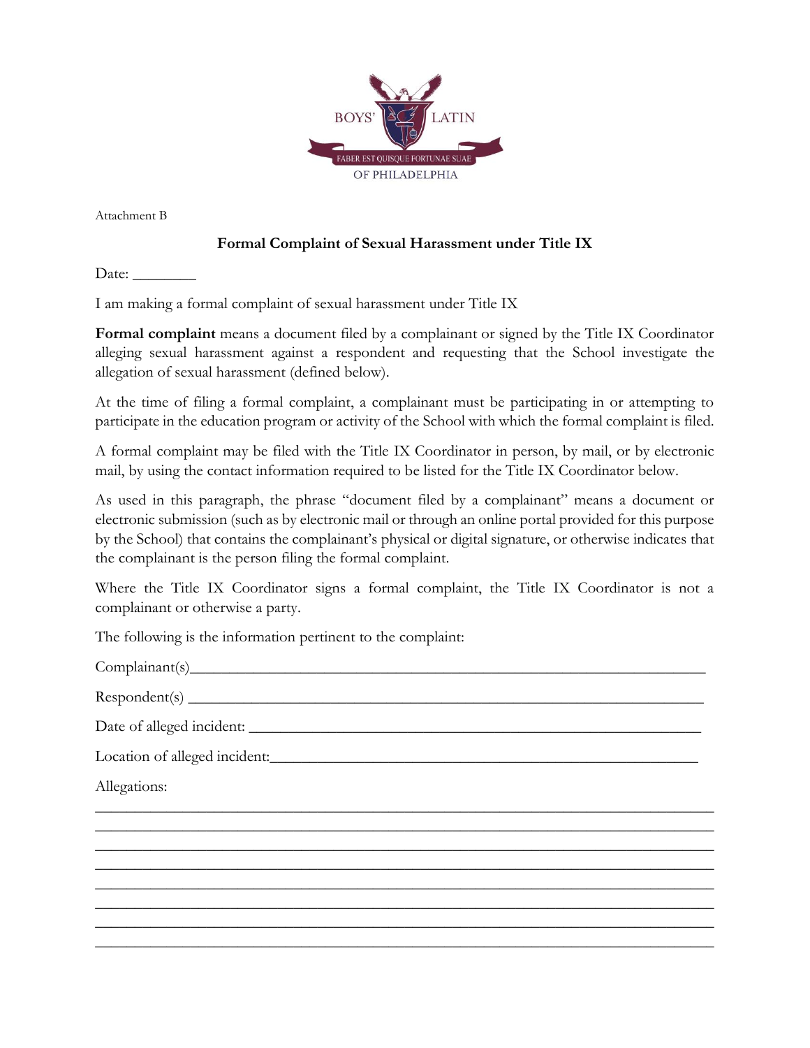BOYS' LATIN

FABER EST QUISQUE FORTUNAE SUAE

OF PHILADELPHIA

Attachment B

**Formal Complaint of Sexual Harassment under Title IX**

Date: ________

I am making a formal complaint of sexual harassment under Title IX

**Formal complaint** means a document filed by a complainant or signed by the Title IX Coordinator alleging sexual harassment against a respondent and requesting that the School investigate the allegation of sexual harassment (defined below).

At the time of filing a formal complaint, a complainant must be participating in or attempting to participate in the education program or activity of the School with which the formal complaint is filed.

A formal complaint may be filed with the Title IX Coordinator in person, by mail, or by electronic mail, by using the contact information required to be listed for the Title IX Coordinator below.

As used in this paragraph, the phrase "document filed by a complainant" means a document or electronic submission (such as by electronic mail or through an online portal provided for this purpose by the School) that contains the complainant's physical or digital signature, or otherwise indicates that the complainant is the person filing the formal complaint.

Where the Title IX Coordinator signs a formal complaint, the Title IX Coordinator is not a complainant or otherwise a party.

The following is the information pertinent to the complaint:

Complainant(s)____________________________________________________________

Respondent(s) ____________________________________________________________

Date of alleged incident: ____________________________________________________

Location of alleged incident:_________________________________________________

Allegations:

______________________________________________________________________

______________________________________________________________________

______________________________________________________________________

______________________________________________________________________

______________________________________________________________________

______________________________________________________________________

______________________________________________________________________

______________________________________________________________________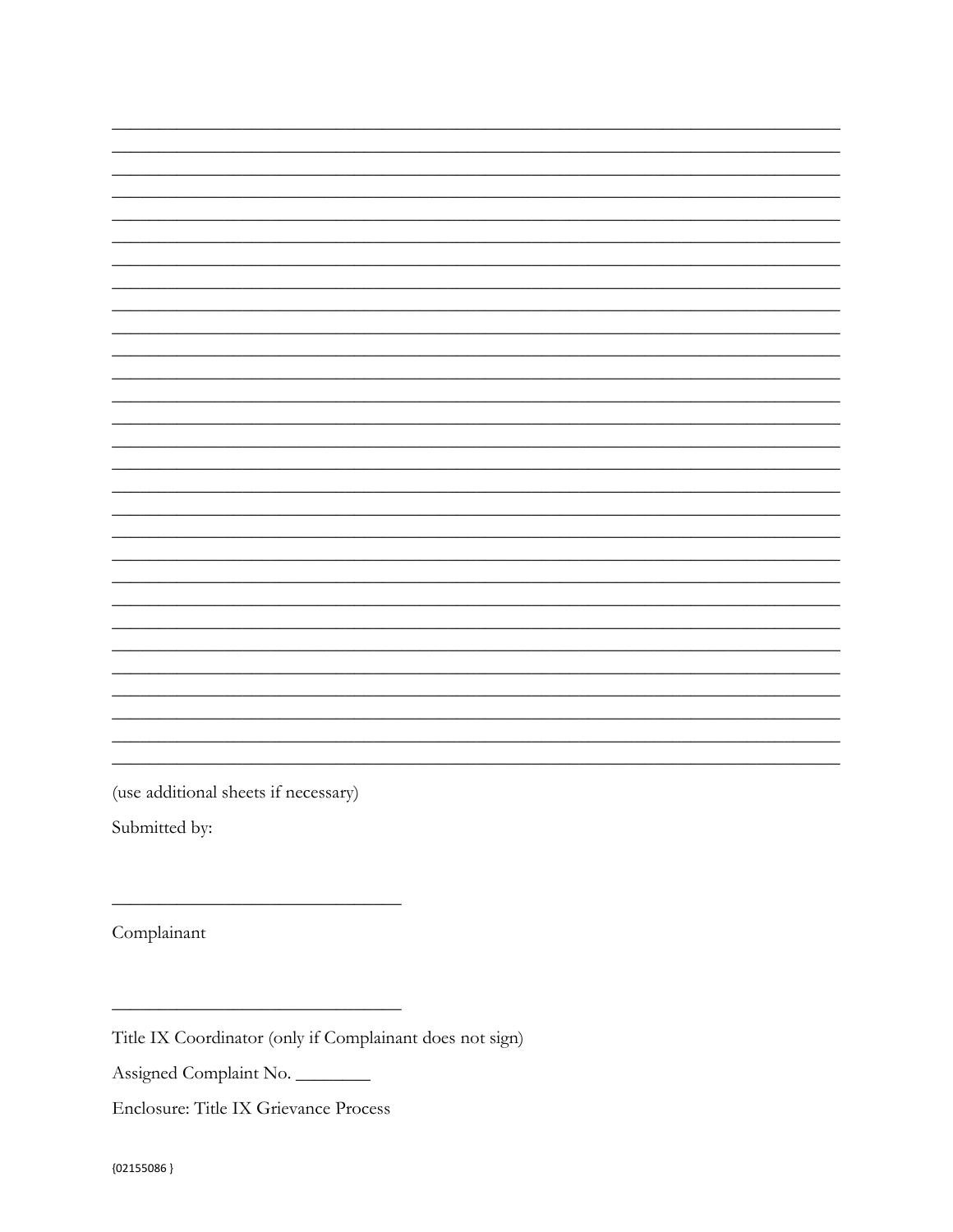______________________________________________________________________________
______________________________________________________________________________
______________________________________________________________________________
______________________________________________________________________________
______________________________________________________________________________
______________________________________________________________________________
______________________________________________________________________________
______________________________________________________________________________
______________________________________________________________________________
______________________________________________________________________________
______________________________________________________________________________
______________________________________________________________________________
______________________________________________________________________________
______________________________________________________________________________
______________________________________________________________________________
______________________________________________________________________________
______________________________________________________________________________
______________________________________________________________________________
______________________________________________________________________________
______________________________________________________________________________
______________________________________________________________________________
______________________________________________________________________________
______________________________________________________________________________
______________________________________________________________________________
______________________________________________________________________________
______________________________________________________________________________
______________________________________________________________________________
______________________________________________________________________________

(use additional sheets if necessary)

Submitted by:

_______________________________

Complainant

_______________________________

Title IX Coordinator (only if Complainant does not sign)

Assigned Complaint No. ________

Enclosure: Title IX Grievance Process

{02155086 }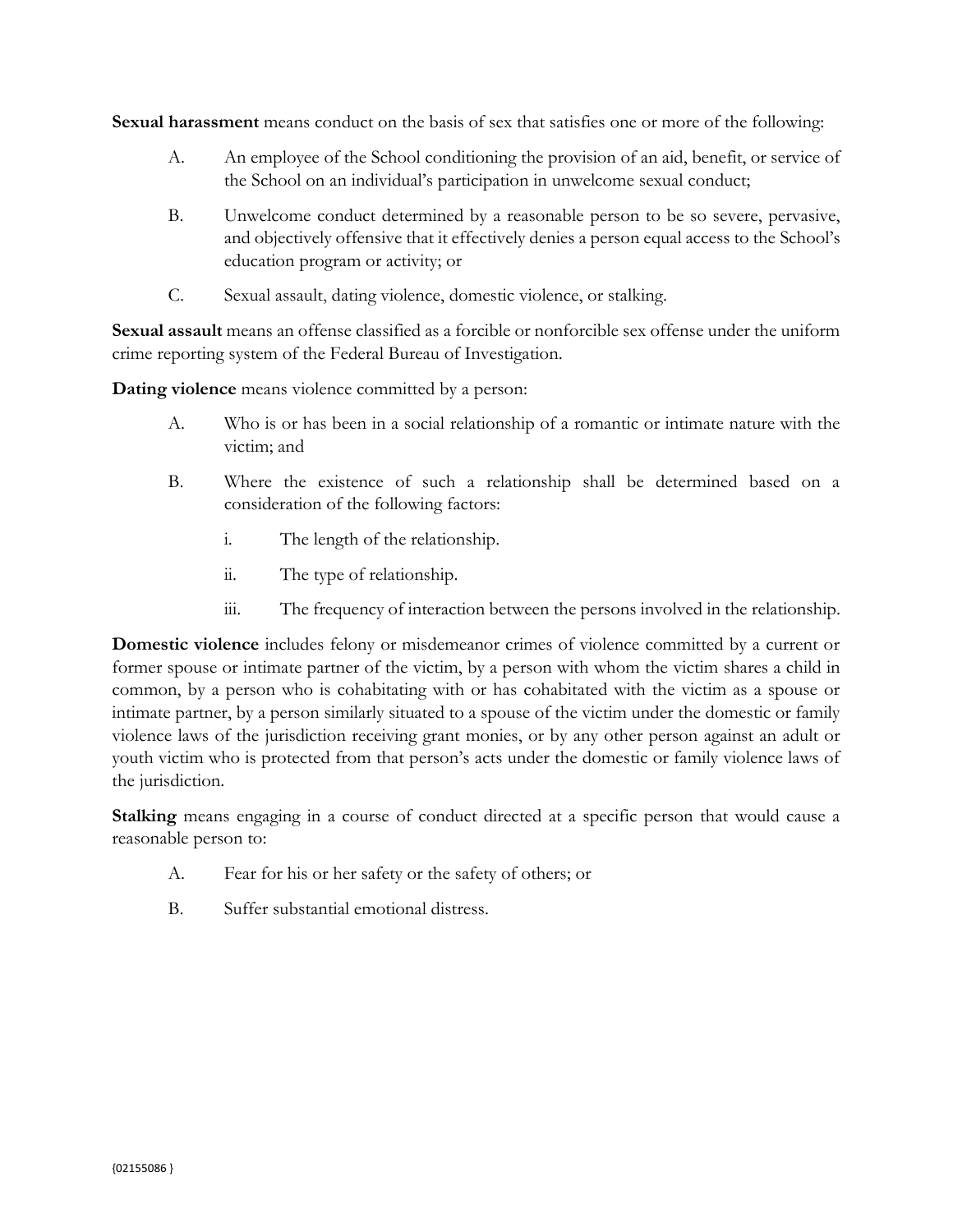**Sexual harassment** means conduct on the basis of sex that satisfies one or more of the following:

A. An employee of the School conditioning the provision of an aid, benefit, or service of the School on an individual's participation in unwelcome sexual conduct;

B. Unwelcome conduct determined by a reasonable person to be so severe, pervasive, and objectively offensive that it effectively denies a person equal access to the School's education program or activity; or

C. Sexual assault, dating violence, domestic violence, or stalking.

**Sexual assault** means an offense classified as a forcible or nonforcible sex offense under the uniform crime reporting system of the Federal Bureau of Investigation.

**Dating violence** means violence committed by a person:

A. Who is or has been in a social relationship of a romantic or intimate nature with the victim; and

B. Where the existence of such a relationship shall be determined based on a consideration of the following factors:

   i. The length of the relationship.

   ii. The type of relationship.

   iii. The frequency of interaction between the persons involved in the relationship.

**Domestic violence** includes felony or misdemeanor crimes of violence committed by a current or former spouse or intimate partner of the victim, by a person with whom the victim shares a child in common, by a person who is cohabitating with or has cohabitated with the victim as a spouse or intimate partner, by a person similarly situated to a spouse of the victim under the domestic or family violence laws of the jurisdiction receiving grant monies, or by any other person against an adult or youth victim who is protected from that person's acts under the domestic or family violence laws of the jurisdiction.

**Stalking** means engaging in a course of conduct directed at a specific person that would cause a reasonable person to:

A. Fear for his or her safety or the safety of others; or

B. Suffer substantial emotional distress.